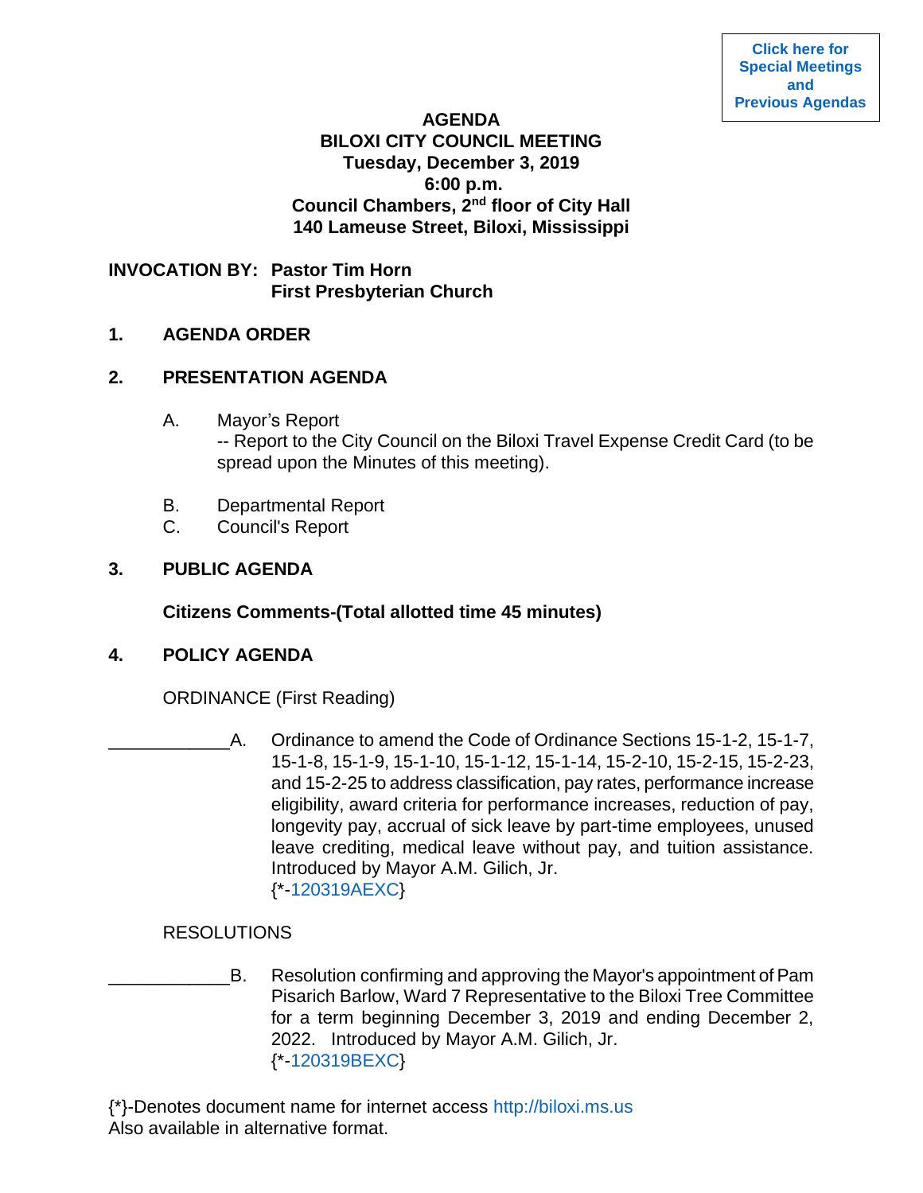Click here for Special Meetings and Previous Agendas

**AGENDA**
**BILOXI CITY COUNCIL MEETING**
**Tuesday, December 3, 2019**
**6:00 p.m.**
**Council Chambers, 2nd floor of City Hall**
**140 Lameuse Street, Biloxi, Mississippi**

**INVOCATION BY: Pastor Tim Horn**
**First Presbyterian Church**

**1. AGENDA ORDER**

**2. PRESENTATION AGENDA**

A. Mayor's Report
-- Report to the City Council on the Biloxi Travel Expense Credit Card (to be spread upon the Minutes of this meeting).

B. Departmental Report

C. Council's Report

**3. PUBLIC AGENDA**

**Citizens Comments-(Total allotted time 45 minutes)**

**4. POLICY AGENDA**

ORDINANCE (First Reading)

____________A. Ordinance to amend the Code of Ordinance Sections 15-1-2, 15-1-7, 15-1-8, 15-1-9, 15-1-10, 15-1-12, 15-1-14, 15-2-10, 15-2-15, 15-2-23, and 15-2-25 to address classification, pay rates, performance increase eligibility, award criteria for performance increases, reduction of pay, longevity pay, accrual of sick leave by part-time employees, unused leave crediting, medical leave without pay, and tuition assistance. Introduced by Mayor A.M. Gilich, Jr.
{*-120319AEXC}

RESOLUTIONS

____________B. Resolution confirming and approving the Mayor's appointment of Pam Pisarich Barlow, Ward 7 Representative to the Biloxi Tree Committee for a term beginning December 3, 2019 and ending December 2, 2022. Introduced by Mayor A.M. Gilich, Jr.
{*-120319BEXC}

{*}-Denotes document name for internet access http://biloxi.ms.us
Also available in alternative format.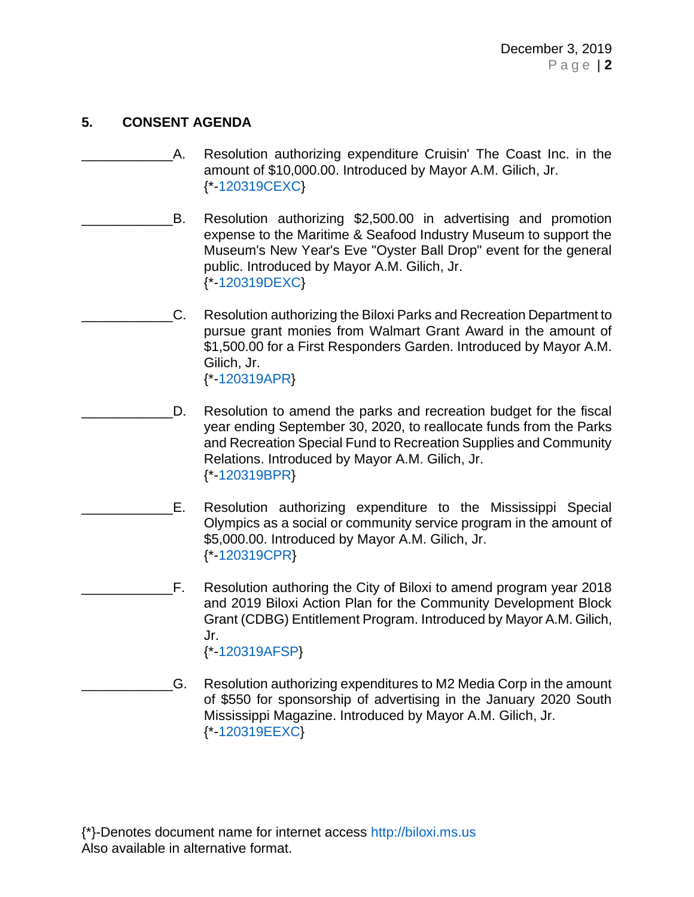## 5. CONSENT AGENDA

____________A. Resolution authorizing expenditure Cruisin' The Coast Inc. in the amount of $10,000.00. Introduced by Mayor A.M. Gilich, Jr.
{*-120319CEXC}

____________B. Resolution authorizing $2,500.00 in advertising and promotion expense to the Maritime & Seafood Industry Museum to support the Museum's New Year's Eve "Oyster Ball Drop" event for the general public. Introduced by Mayor A.M. Gilich, Jr.
{*-120319DEXC}

____________C. Resolution authorizing the Biloxi Parks and Recreation Department to pursue grant monies from Walmart Grant Award in the amount of $1,500.00 for a First Responders Garden. Introduced by Mayor A.M. Gilich, Jr.
{*-120319APR}

____________D. Resolution to amend the parks and recreation budget for the fiscal year ending September 30, 2020, to reallocate funds from the Parks and Recreation Special Fund to Recreation Supplies and Community Relations. Introduced by Mayor A.M. Gilich, Jr.
{*-120319BPR}

____________E. Resolution authorizing expenditure to the Mississippi Special Olympics as a social or community service program in the amount of $5,000.00. Introduced by Mayor A.M. Gilich, Jr.
{*-120319CPR}

____________F. Resolution authoring the City of Biloxi to amend program year 2018 and 2019 Biloxi Action Plan for the Community Development Block Grant (CDBG) Entitlement Program. Introduced by Mayor A.M. Gilich, Jr.
{*-120319AFSP}

____________G. Resolution authorizing expenditures to M2 Media Corp in the amount of $550 for sponsorship of advertising in the January 2020 South Mississippi Magazine. Introduced by Mayor A.M. Gilich, Jr.
{*-120319EEXC}

{*}-Denotes document name for internet access http://biloxi.ms.us
Also available in alternative format.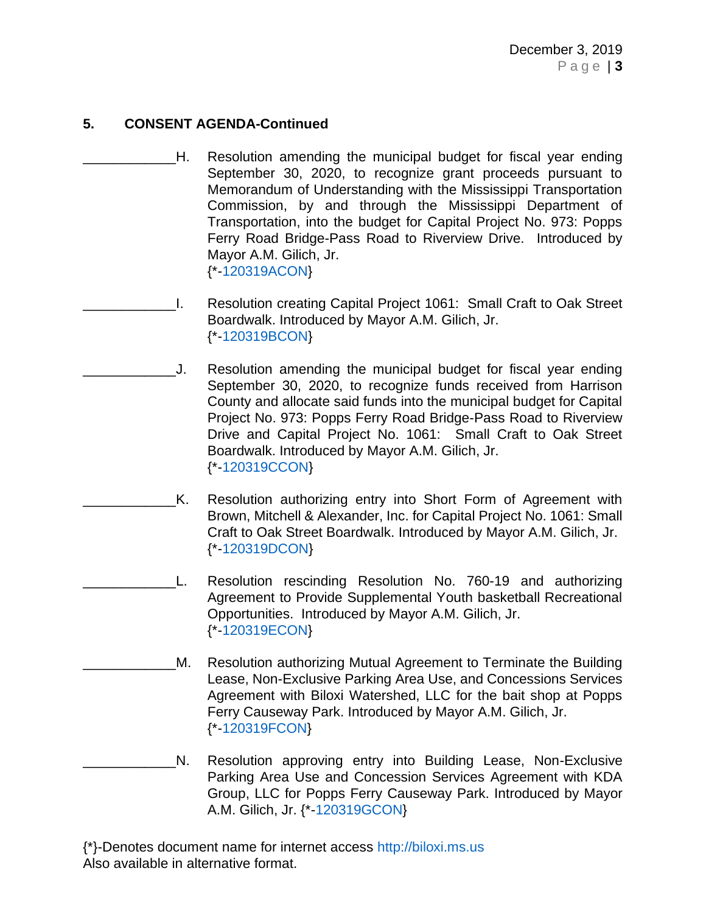### 5. CONSENT AGENDA-Continued

____________H. Resolution amending the municipal budget for fiscal year ending September 30, 2020, to recognize grant proceeds pursuant to Memorandum of Understanding with the Mississippi Transportation Commission, by and through the Mississippi Department of Transportation, into the budget for Capital Project No. 973: Popps Ferry Road Bridge-Pass Road to Riverview Drive. Introduced by Mayor A.M. Gilich, Jr.
{*-120319ACON}

____________I. Resolution creating Capital Project 1061: Small Craft to Oak Street Boardwalk. Introduced by Mayor A.M. Gilich, Jr.
{*-120319BCON}

____________J. Resolution amending the municipal budget for fiscal year ending September 30, 2020, to recognize funds received from Harrison County and allocate said funds into the municipal budget for Capital Project No. 973: Popps Ferry Road Bridge-Pass Road to Riverview Drive and Capital Project No. 1061: Small Craft to Oak Street Boardwalk. Introduced by Mayor A.M. Gilich, Jr.
{*-120319CCON}

____________K. Resolution authorizing entry into Short Form of Agreement with Brown, Mitchell & Alexander, Inc. for Capital Project No. 1061: Small Craft to Oak Street Boardwalk. Introduced by Mayor A.M. Gilich, Jr.
{*-120319DCON}

____________L. Resolution rescinding Resolution No. 760-19 and authorizing Agreement to Provide Supplemental Youth basketball Recreational Opportunities. Introduced by Mayor A.M. Gilich, Jr.
{*-120319ECON}

____________M. Resolution authorizing Mutual Agreement to Terminate the Building Lease, Non-Exclusive Parking Area Use, and Concessions Services Agreement with Biloxi Watershed, LLC for the bait shop at Popps Ferry Causeway Park. Introduced by Mayor A.M. Gilich, Jr.
{*-120319FCON}

____________N. Resolution approving entry into Building Lease, Non-Exclusive Parking Area Use and Concession Services Agreement with KDA Group, LLC for Popps Ferry Causeway Park. Introduced by Mayor A.M. Gilich, Jr. {*-120319GCON}

{*}-Denotes document name for internet access http://biloxi.ms.us
Also available in alternative format.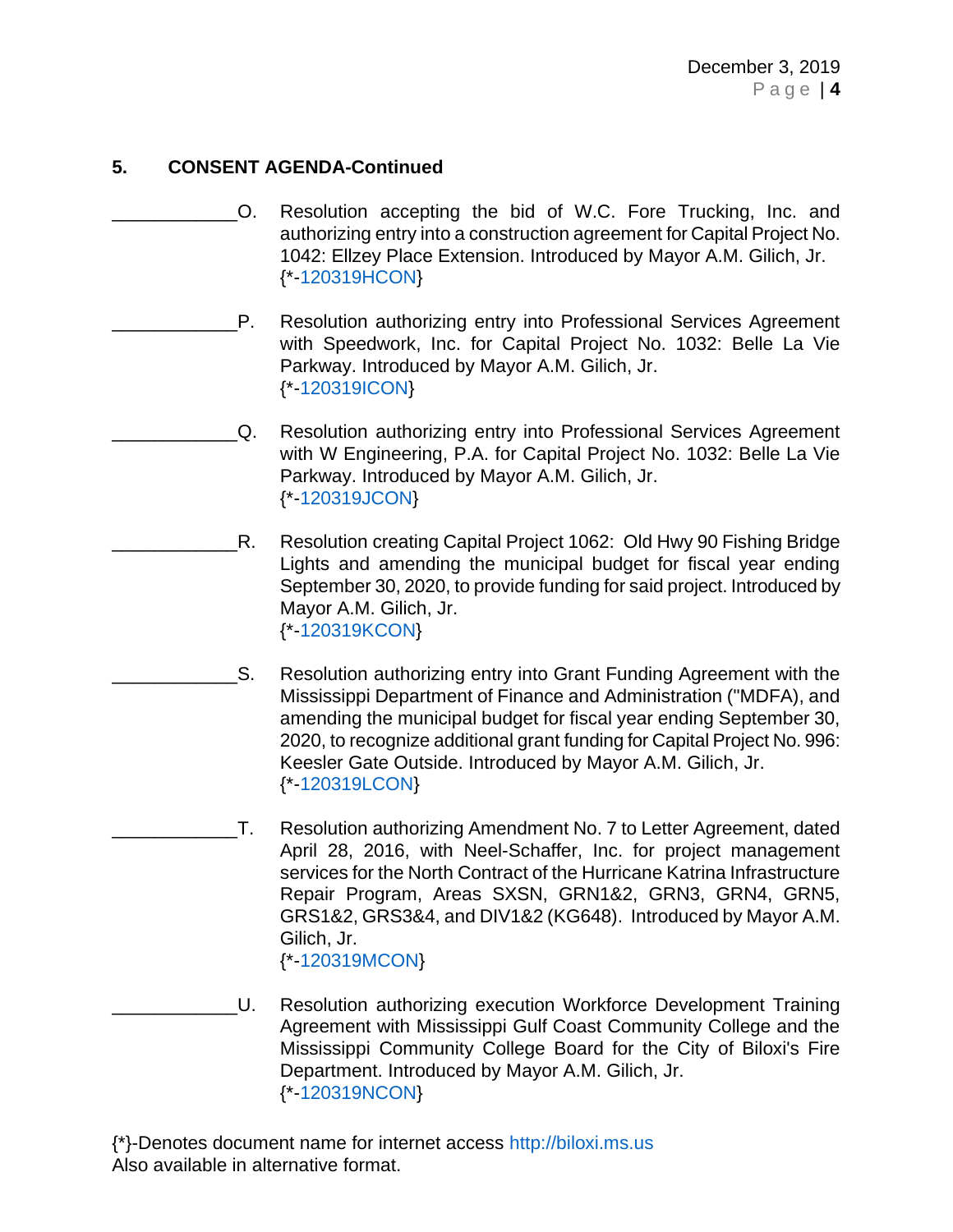**5. CONSENT AGENDA-Continued**

____________O. Resolution accepting the bid of W.C. Fore Trucking, Inc. and authorizing entry into a construction agreement for Capital Project No. 1042: Ellzey Place Extension. Introduced by Mayor A.M. Gilich, Jr.
{*-120319HCON}

____________P. Resolution authorizing entry into Professional Services Agreement with Speedwork, Inc. for Capital Project No. 1032: Belle La Vie Parkway. Introduced by Mayor A.M. Gilich, Jr.
{*-120319ICON}

____________Q. Resolution authorizing entry into Professional Services Agreement with W Engineering, P.A. for Capital Project No. 1032: Belle La Vie Parkway. Introduced by Mayor A.M. Gilich, Jr.
{*-120319JCON}

____________R. Resolution creating Capital Project 1062: Old Hwy 90 Fishing Bridge Lights and amending the municipal budget for fiscal year ending September 30, 2020, to provide funding for said project. Introduced by Mayor A.M. Gilich, Jr.
{*-120319KCON}

____________S. Resolution authorizing entry into Grant Funding Agreement with the Mississippi Department of Finance and Administration ("MDFA), and amending the municipal budget for fiscal year ending September 30, 2020, to recognize additional grant funding for Capital Project No. 996: Keesler Gate Outside. Introduced by Mayor A.M. Gilich, Jr.
{*-120319LCON}

____________T. Resolution authorizing Amendment No. 7 to Letter Agreement, dated April 28, 2016, with Neel-Schaffer, Inc. for project management services for the North Contract of the Hurricane Katrina Infrastructure Repair Program, Areas SXSN, GRN1&2, GRN3, GRN4, GRN5, GRS1&2, GRS3&4, and DIV1&2 (KG648). Introduced by Mayor A.M. Gilich, Jr.
{*-120319MCON}

____________U. Resolution authorizing execution Workforce Development Training Agreement with Mississippi Gulf Coast Community College and the Mississippi Community College Board for the City of Biloxi's Fire Department. Introduced by Mayor A.M. Gilich, Jr.
{*-120319NCON}

{*}-Denotes document name for internet access http://biloxi.ms.us
Also available in alternative format.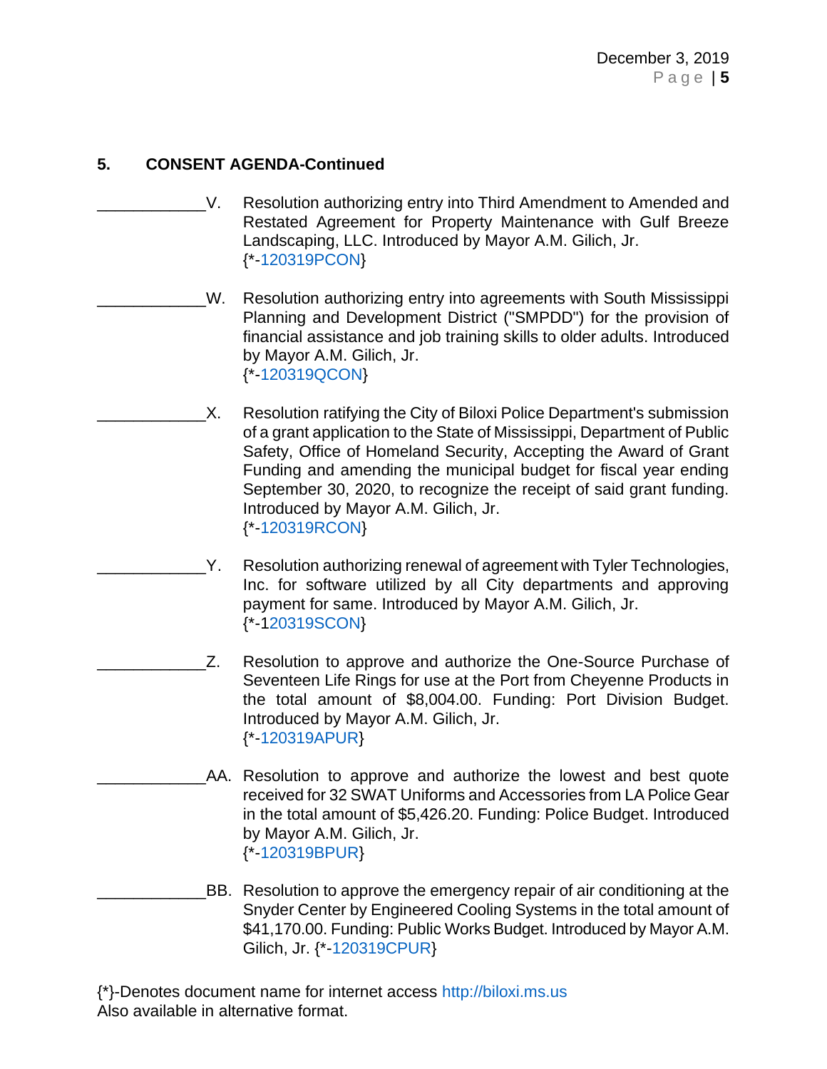### 5. CONSENT AGENDA-Continued

____________V. Resolution authorizing entry into Third Amendment to Amended and Restated Agreement for Property Maintenance with Gulf Breeze Landscaping, LLC. Introduced by Mayor A.M. Gilich, Jr.
{*-120319PCON}

____________W. Resolution authorizing entry into agreements with South Mississippi Planning and Development District ("SMPDD") for the provision of financial assistance and job training skills to older adults. Introduced by Mayor A.M. Gilich, Jr.
{*-120319QCON}

____________X. Resolution ratifying the City of Biloxi Police Department's submission of a grant application to the State of Mississippi, Department of Public Safety, Office of Homeland Security, Accepting the Award of Grant Funding and amending the municipal budget for fiscal year ending September 30, 2020, to recognize the receipt of said grant funding. Introduced by Mayor A.M. Gilich, Jr.
{*-120319RCON}

____________Y. Resolution authorizing renewal of agreement with Tyler Technologies, Inc. for software utilized by all City departments and approving payment for same. Introduced by Mayor A.M. Gilich, Jr.
{*-120319SCON}

____________Z. Resolution to approve and authorize the One-Source Purchase of Seventeen Life Rings for use at the Port from Cheyenne Products in the total amount of $8,004.00. Funding: Port Division Budget. Introduced by Mayor A.M. Gilich, Jr.
{*-120319APUR}

____________AA. Resolution to approve and authorize the lowest and best quote received for 32 SWAT Uniforms and Accessories from LA Police Gear in the total amount of $5,426.20. Funding: Police Budget. Introduced by Mayor A.M. Gilich, Jr.
{*-120319BPUR}

____________BB. Resolution to approve the emergency repair of air conditioning at the Snyder Center by Engineered Cooling Systems in the total amount of $41,170.00. Funding: Public Works Budget. Introduced by Mayor A.M. Gilich, Jr. {*-120319CPUR}

{*}-Denotes document name for internet access http://biloxi.ms.us
Also available in alternative format.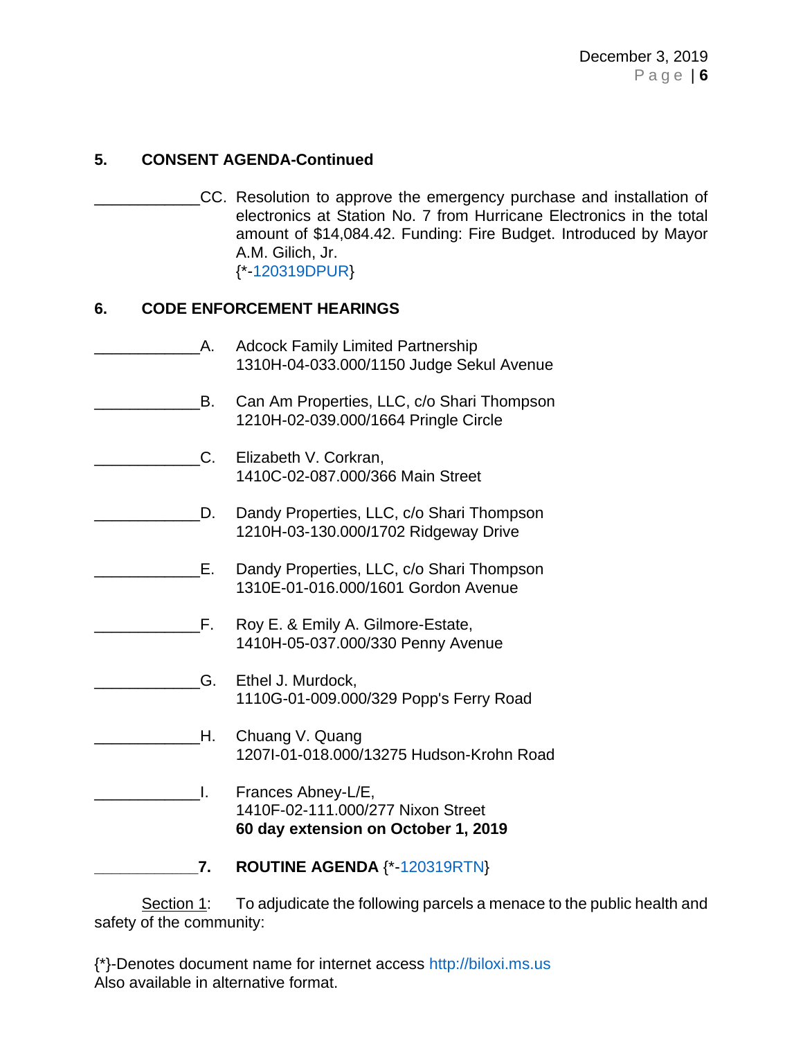**5. CONSENT AGENDA-Continued**

____________CC. Resolution to approve the emergency purchase and installation of electronics at Station No. 7 from Hurricane Electronics in the total amount of $14,084.42. Funding: Fire Budget. Introduced by Mayor A.M. Gilich, Jr.
{*-120319DPUR}

**6. CODE ENFORCEMENT HEARINGS**

____________A. Adcock Family Limited Partnership
1310H-04-033.000/1150 Judge Sekul Avenue

____________B. Can Am Properties, LLC, c/o Shari Thompson
1210H-02-039.000/1664 Pringle Circle

____________C. Elizabeth V. Corkran,
1410C-02-087.000/366 Main Street

____________D. Dandy Properties, LLC, c/o Shari Thompson
1210H-03-130.000/1702 Ridgeway Drive

____________E. Dandy Properties, LLC, c/o Shari Thompson
1310E-01-016.000/1601 Gordon Avenue

____________F. Roy E. & Emily A. Gilmore-Estate,
1410H-05-037.000/330 Penny Avenue

____________G. Ethel J. Murdock,
1110G-01-009.000/329 Popp's Ferry Road

____________H. Chuang V. Quang
1207I-01-018.000/13275 Hudson-Krohn Road

____________I. Frances Abney-L/E,
1410F-02-111.000/277 Nixon Street
**60 day extension on October 1, 2019**

____________**7. ROUTINE AGENDA** {*-120319RTN}

Section 1: To adjudicate the following parcels a menace to the public health and safety of the community:

{*}-Denotes document name for internet access http://biloxi.ms.us
Also available in alternative format.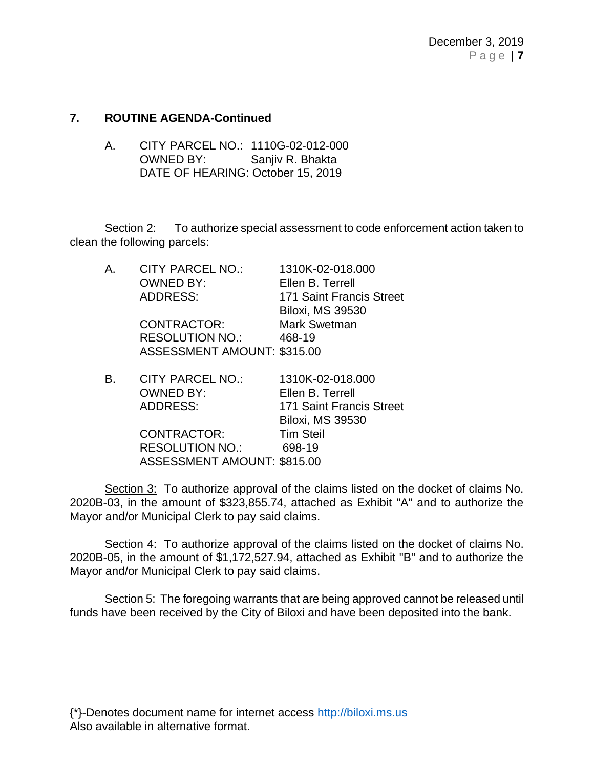**7. ROUTINE AGENDA-Continued**

A. CITY PARCEL NO.: 1110G-02-012-000
OWNED BY: Sanjiv R. Bhakta
DATE OF HEARING: October 15, 2019

Section 2: To authorize special assessment to code enforcement action taken to clean the following parcels:

A. CITY PARCEL NO.: 1310K-02-018.000
OWNED BY: Ellen B. Terrell
ADDRESS: 171 Saint Francis Street
Biloxi, MS 39530
CONTRACTOR: Mark Swetman
RESOLUTION NO.: 468-19
ASSESSMENT AMOUNT: $315.00

B. CITY PARCEL NO.: 1310K-02-018.000
OWNED BY: Ellen B. Terrell
ADDRESS: 171 Saint Francis Street
Biloxi, MS 39530
CONTRACTOR: Tim Steil
RESOLUTION NO.: 698-19
ASSESSMENT AMOUNT: $815.00

Section 3: To authorize approval of the claims listed on the docket of claims No. 2020B-03, in the amount of $323,855.74, attached as Exhibit "A" and to authorize the Mayor and/or Municipal Clerk to pay said claims.

Section 4: To authorize approval of the claims listed on the docket of claims No. 2020B-05, in the amount of $1,172,527.94, attached as Exhibit "B" and to authorize the Mayor and/or Municipal Clerk to pay said claims.

Section 5: The foregoing warrants that are being approved cannot be released until funds have been received by the City of Biloxi and have been deposited into the bank.

{*}-Denotes document name for internet access http://biloxi.ms.us
Also available in alternative format.